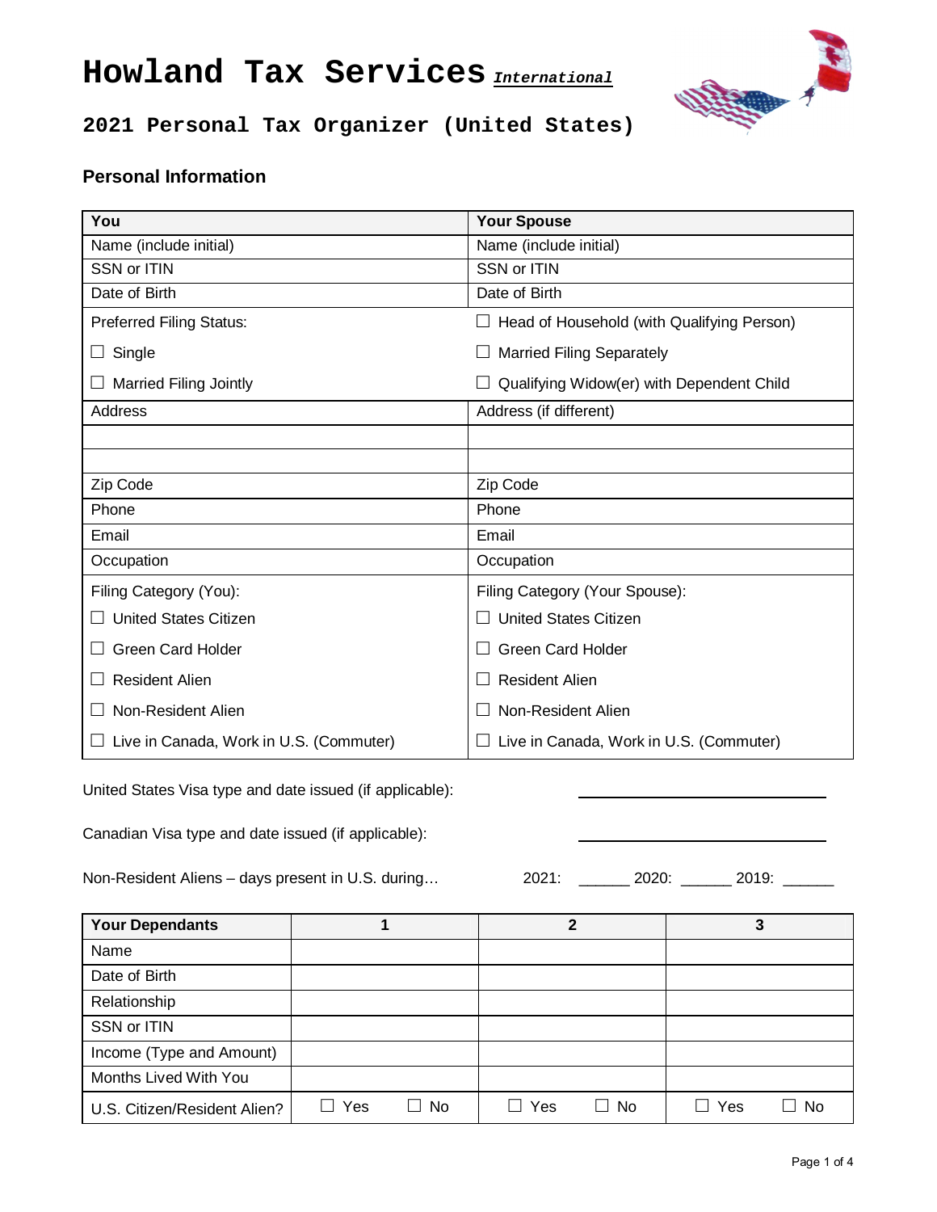# Howland Tax Services *International*

## 2021 Personal Tax Organizer (United States)

### Personal Information

| You | Your Spouse |
|---|---|
| Name (include initial) | Name (include initial) |
| SSN or ITIN | SSN or ITIN |
| Date of Birth | Date of Birth |
| Preferred Filing Status: | ☐ Head of Household (with Qualifying Person) |
| ☐ Single | ☐ Married Filing Separately |
| ☐ Married Filing Jointly | ☐ Qualifying Widow(er) with Dependent Child |
| Address | Address (if different) |
| | |
| | |
| Zip Code | Zip Code |
| Phone | Phone |
| Email | Email |
| Occupation | Occupation |
| Filing Category (You): | Filing Category (Your Spouse): |
| ☐ United States Citizen | ☐ United States Citizen |
| ☐ Green Card Holder | ☐ Green Card Holder |
| ☐ Resident Alien | ☐ Resident Alien |
| ☐ Non-Resident Alien | ☐ Non-Resident Alien |
| ☐ Live in Canada, Work in U.S. (Commuter) | ☐ Live in Canada, Work in U.S. (Commuter) |

United States Visa type and date issued (if applicable): ____________________

Canadian Visa type and date issued (if applicable): ____________________

Non-Resident Aliens – days present in U.S. during… 2021: ______ 2020: ______ 2019: ______

| Your Dependants | 1 | 2 | 3 |
|---|---|---|---|
| Name | | | |
| Date of Birth | | | |
| Relationship | | | |
| SSN or ITIN | | | |
| Income (Type and Amount) | | | |
| Months Lived With You | | | |
| U.S. Citizen/Resident Alien? | ☐ Yes ☐ No | ☐ Yes ☐ No | ☐ Yes ☐ No |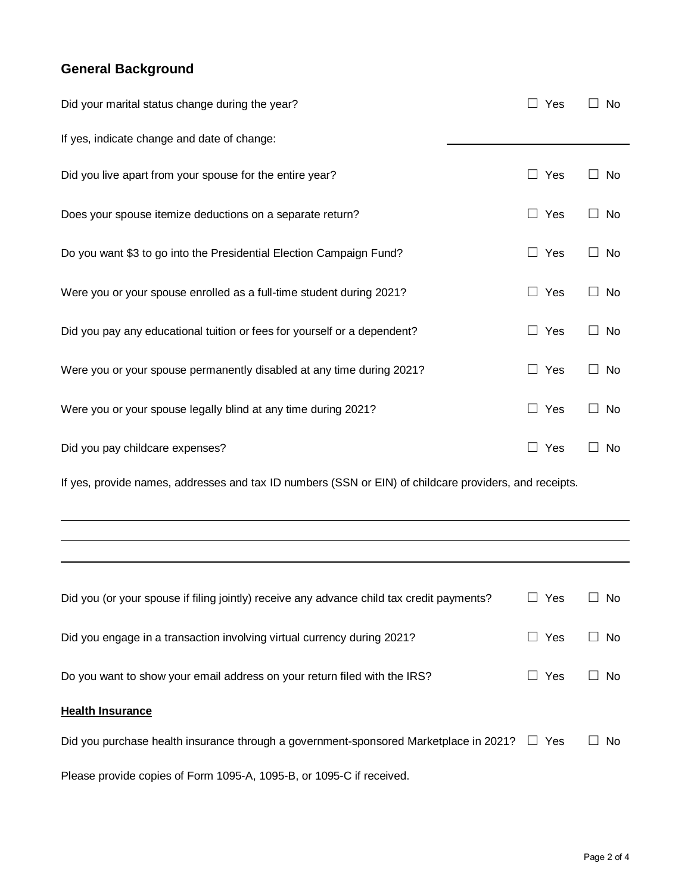## General Background

Did your marital status change during the year? ☐ Yes ☐ No

If yes, indicate change and date of change: ______________________

Did you live apart from your spouse for the entire year? ☐ Yes ☐ No

Does your spouse itemize deductions on a separate return? ☐ Yes ☐ No

Do you want $3 to go into the Presidential Election Campaign Fund? ☐ Yes ☐ No

Were you or your spouse enrolled as a full-time student during 2021? ☐ Yes ☐ No

Did you pay any educational tuition or fees for yourself or a dependent? ☐ Yes ☐ No

Were you or your spouse permanently disabled at any time during 2021? ☐ Yes ☐ No

Were you or your spouse legally blind at any time during 2021? ☐ Yes ☐ No

Did you pay childcare expenses? ☐ Yes ☐ No

If yes, provide names, addresses and tax ID numbers (SSN or EIN) of childcare providers, and receipts.

______________________________________________________________________

______________________________________________________________________

______________________________________________________________________

Did you (or your spouse if filing jointly) receive any advance child tax credit payments? ☐ Yes ☐ No

Did you engage in a transaction involving virtual currency during 2021? ☐ Yes ☐ No

Do you want to show your email address on your return filed with the IRS? ☐ Yes ☐ No

**<u>Health Insurance</u>**

Did you purchase health insurance through a government-sponsored Marketplace in 2021? ☐ Yes ☐ No

Please provide copies of Form 1095-A, 1095-B, or 1095-C if received.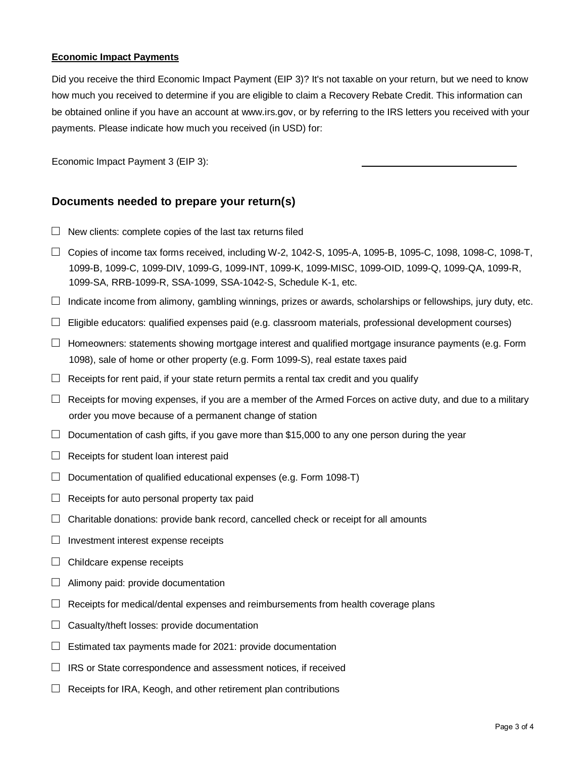**Economic Impact Payments**

Did you receive the third Economic Impact Payment (EIP 3)? It's not taxable on your return, but we need to know how much you received to determine if you are eligible to claim a Recovery Rebate Credit. This information can be obtained online if you have an account at www.irs.gov, or by referring to the IRS letters you received with your payments. Please indicate how much you received (in USD) for:

Economic Impact Payment 3 (EIP 3): ______________________________

## Documents needed to prepare your return(s)

- ☐ New clients: complete copies of the last tax returns filed
- ☐ Copies of income tax forms received, including W-2, 1042-S, 1095-A, 1095-B, 1095-C, 1098, 1098-C, 1098-T, 1099-B, 1099-C, 1099-DIV, 1099-G, 1099-INT, 1099-K, 1099-MISC, 1099-OID, 1099-Q, 1099-QA, 1099-R, 1099-SA, RRB-1099-R, SSA-1099, SSA-1042-S, Schedule K-1, etc.
- ☐ Indicate income from alimony, gambling winnings, prizes or awards, scholarships or fellowships, jury duty, etc.
- ☐ Eligible educators: qualified expenses paid (e.g. classroom materials, professional development courses)
- ☐ Homeowners: statements showing mortgage interest and qualified mortgage insurance payments (e.g. Form 1098), sale of home or other property (e.g. Form 1099-S), real estate taxes paid
- ☐ Receipts for rent paid, if your state return permits a rental tax credit and you qualify
- ☐ Receipts for moving expenses, if you are a member of the Armed Forces on active duty, and due to a military order you move because of a permanent change of station
- ☐ Documentation of cash gifts, if you gave more than $15,000 to any one person during the year
- ☐ Receipts for student loan interest paid
- ☐ Documentation of qualified educational expenses (e.g. Form 1098-T)
- ☐ Receipts for auto personal property tax paid
- ☐ Charitable donations: provide bank record, cancelled check or receipt for all amounts
- ☐ Investment interest expense receipts
- ☐ Childcare expense receipts
- ☐ Alimony paid: provide documentation
- ☐ Receipts for medical/dental expenses and reimbursements from health coverage plans
- ☐ Casualty/theft losses: provide documentation
- ☐ Estimated tax payments made for 2021: provide documentation
- ☐ IRS or State correspondence and assessment notices, if received
- ☐ Receipts for IRA, Keogh, and other retirement plan contributions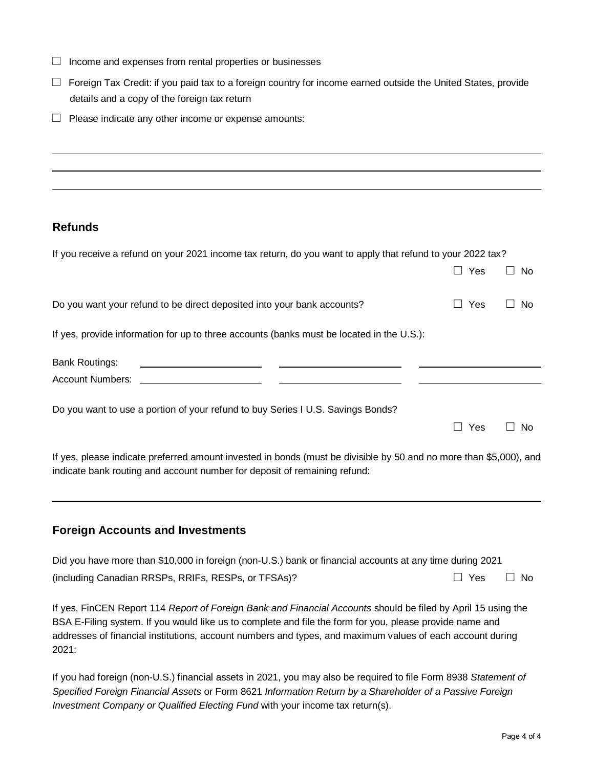- ☐ Income and expenses from rental properties or businesses
- ☐ Foreign Tax Credit: if you paid tax to a foreign country for income earned outside the United States, provide details and a copy of the foreign tax return
- ☐ Please indicate any other income or expense amounts:

______________________________________________________________________

______________________________________________________________________

______________________________________________________________________

## Refunds

If you receive a refund on your 2021 income tax return, do you want to apply that refund to your 2022 tax?

☐ Yes ☐ No

Do you want your refund to be direct deposited into your bank accounts? ☐ Yes ☐ No

If yes, provide information for up to three accounts (banks must be located in the U.S.):

Bank Routings: ____________________ ____________________ ____________________

Account Numbers: ____________________ ____________________ ____________________

Do you want to use a portion of your refund to buy Series I U.S. Savings Bonds?

☐ Yes ☐ No

If yes, please indicate preferred amount invested in bonds (must be divisible by 50 and no more than $5,000), and indicate bank routing and account number for deposit of remaining refund:

______________________________________________________________________

## Foreign Accounts and Investments

Did you have more than $10,000 in foreign (non-U.S.) bank or financial accounts at any time during 2021 (including Canadian RRSPs, RRIFs, RESPs, or TFSAs)? ☐ Yes ☐ No

If yes, FinCEN Report 114 *Report of Foreign Bank and Financial Accounts* should be filed by April 15 using the BSA E-Filing system. If you would like us to complete and file the form for you, please provide name and addresses of financial institutions, account numbers and types, and maximum values of each account during 2021:

If you had foreign (non-U.S.) financial assets in 2021, you may also be required to file Form 8938 *Statement of Specified Foreign Financial Assets* or Form 8621 *Information Return by a Shareholder of a Passive Foreign Investment Company or Qualified Electing Fund* with your income tax return(s).